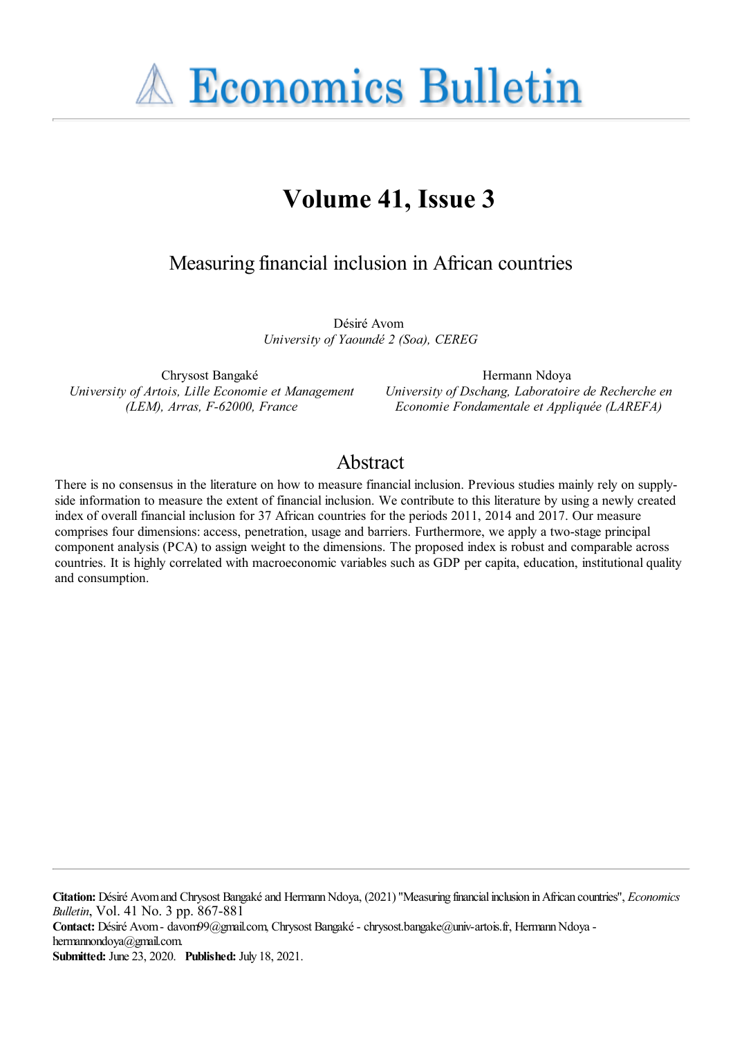# Economics Bulletin

## Volume 41, Issue 3

### Measuring financial inclusion in African countries

Désiré Avom
*University of Yaoundé 2 (Soa), CEREG*

Chrysost Bangaké
*University of Artois, Lille Economie et Management (LEM), Arras, F-62000, France*

Hermann Ndoya
*University of Dschang, Laboratoire de Recherche en Economie Fondamentale et Appliquée (LAREFA)*

## Abstract

There is no consensus in the literature on how to measure financial inclusion. Previous studies mainly rely on supply-side information to measure the extent of financial inclusion. We contribute to this literature by using a newly created index of overall financial inclusion for 37 African countries for the periods 2011, 2014 and 2017. Our measure comprises four dimensions: access, penetration, usage and barriers. Furthermore, we apply a two-stage principal component analysis (PCA) to assign weight to the dimensions. The proposed index is robust and comparable across countries. It is highly correlated with macroeconomic variables such as GDP per capita, education, institutional quality and consumption.

**Citation:** Désiré Avom and Chrysost Bangaké and Hermann Ndoya, (2021) "Measuring financial inclusion in African countries", *Economics Bulletin*, Vol. 41 No. 3 pp. 867-881

**Contact:** Désiré Avom - davom99@gmail.com, Chrysost Bangaké - chrysost.bangake@univ-artois.fr, Hermann Ndoya - hermannondoya@gmail.com.

**Submitted:** June 23, 2020. **Published:** July 18, 2021.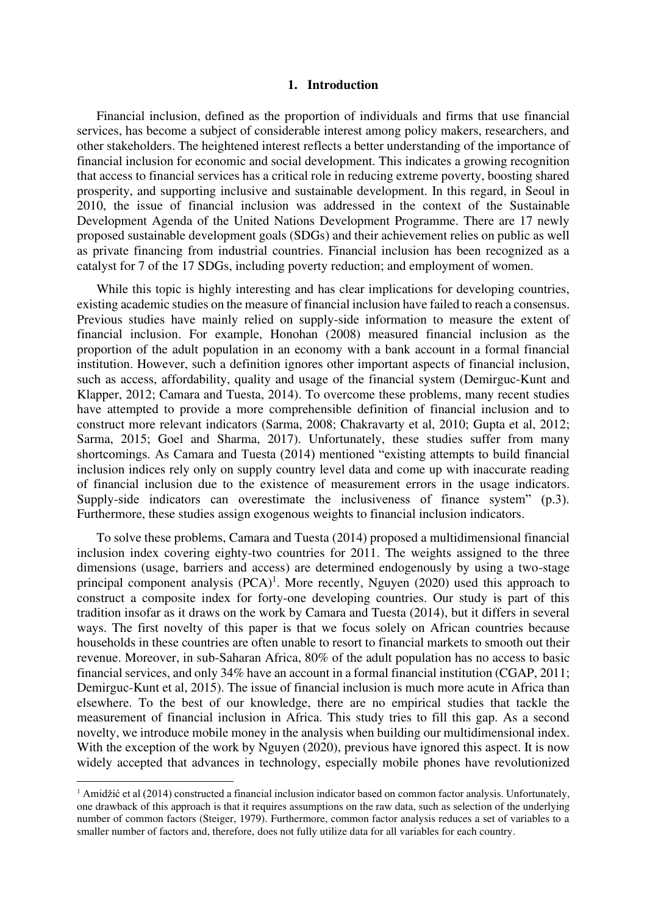## 1. Introduction

Financial inclusion, defined as the proportion of individuals and firms that use financial services, has become a subject of considerable interest among policy makers, researchers, and other stakeholders. The heightened interest reflects a better understanding of the importance of financial inclusion for economic and social development. This indicates a growing recognition that access to financial services has a critical role in reducing extreme poverty, boosting shared prosperity, and supporting inclusive and sustainable development. In this regard, in Seoul in 2010, the issue of financial inclusion was addressed in the context of the Sustainable Development Agenda of the United Nations Development Programme. There are 17 newly proposed sustainable development goals (SDGs) and their achievement relies on public as well as private financing from industrial countries. Financial inclusion has been recognized as a catalyst for 7 of the 17 SDGs, including poverty reduction; and employment of women.

While this topic is highly interesting and has clear implications for developing countries, existing academic studies on the measure of financial inclusion have failed to reach a consensus. Previous studies have mainly relied on supply-side information to measure the extent of financial inclusion. For example, Honohan (2008) measured financial inclusion as the proportion of the adult population in an economy with a bank account in a formal financial institution. However, such a definition ignores other important aspects of financial inclusion, such as access, affordability, quality and usage of the financial system (Demirguc-Kunt and Klapper, 2012; Camara and Tuesta, 2014). To overcome these problems, many recent studies have attempted to provide a more comprehensible definition of financial inclusion and to construct more relevant indicators (Sarma, 2008; Chakravarty et al, 2010; Gupta et al, 2012; Sarma, 2015; Goel and Sharma, 2017). Unfortunately, these studies suffer from many shortcomings. As Camara and Tuesta (2014) mentioned "existing attempts to build financial inclusion indices rely only on supply country level data and come up with inaccurate reading of financial inclusion due to the existence of measurement errors in the usage indicators. Supply-side indicators can overestimate the inclusiveness of finance system" (p.3). Furthermore, these studies assign exogenous weights to financial inclusion indicators.

To solve these problems, Camara and Tuesta (2014) proposed a multidimensional financial inclusion index covering eighty-two countries for 2011. The weights assigned to the three dimensions (usage, barriers and access) are determined endogenously by using a two-stage principal component analysis (PCA)[1]. More recently, Nguyen (2020) used this approach to construct a composite index for forty-one developing countries. Our study is part of this tradition insofar as it draws on the work by Camara and Tuesta (2014), but it differs in several ways. The first novelty of this paper is that we focus solely on African countries because households in these countries are often unable to resort to financial markets to smooth out their revenue. Moreover, in sub-Saharan Africa, 80% of the adult population has no access to basic financial services, and only 34% have an account in a formal financial institution (CGAP, 2011; Demirguc-Kunt et al, 2015). The issue of financial inclusion is much more acute in Africa than elsewhere. To the best of our knowledge, there are no empirical studies that tackle the measurement of financial inclusion in Africa. This study tries to fill this gap. As a second novelty, we introduce mobile money in the analysis when building our multidimensional index. With the exception of the work by Nguyen (2020), previous have ignored this aspect. It is now widely accepted that advances in technology, especially mobile phones have revolutionized

[1] Amidžić et al (2014) constructed a financial inclusion indicator based on common factor analysis. Unfortunately, one drawback of this approach is that it requires assumptions on the raw data, such as selection of the underlying number of common factors (Steiger, 1979). Furthermore, common factor analysis reduces a set of variables to a smaller number of factors and, therefore, does not fully utilize data for all variables for each country.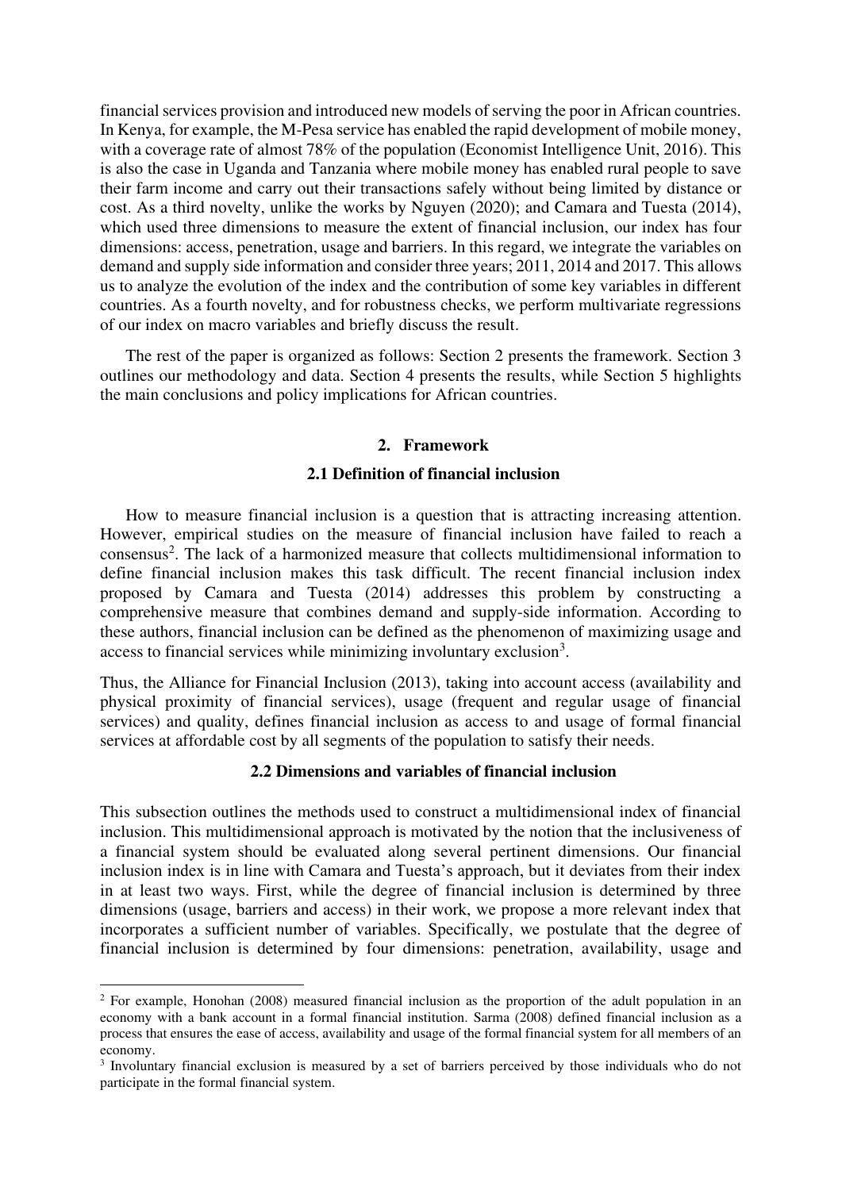financial services provision and introduced new models of serving the poor in African countries. In Kenya, for example, the M-Pesa service has enabled the rapid development of mobile money, with a coverage rate of almost 78% of the population (Economist Intelligence Unit, 2016). This is also the case in Uganda and Tanzania where mobile money has enabled rural people to save their farm income and carry out their transactions safely without being limited by distance or cost. As a third novelty, unlike the works by Nguyen (2020); and Camara and Tuesta (2014), which used three dimensions to measure the extent of financial inclusion, our index has four dimensions: access, penetration, usage and barriers. In this regard, we integrate the variables on demand and supply side information and consider three years; 2011, 2014 and 2017. This allows us to analyze the evolution of the index and the contribution of some key variables in different countries. As a fourth novelty, and for robustness checks, we perform multivariate regressions of our index on macro variables and briefly discuss the result.

The rest of the paper is organized as follows: Section 2 presents the framework. Section 3 outlines our methodology and data. Section 4 presents the results, while Section 5 highlights the main conclusions and policy implications for African countries.

## 2. Framework

### 2.1 Definition of financial inclusion

How to measure financial inclusion is a question that is attracting increasing attention. However, empirical studies on the measure of financial inclusion have failed to reach a consensus[2]. The lack of a harmonized measure that collects multidimensional information to define financial inclusion makes this task difficult. The recent financial inclusion index proposed by Camara and Tuesta (2014) addresses this problem by constructing a comprehensive measure that combines demand and supply-side information. According to these authors, financial inclusion can be defined as the phenomenon of maximizing usage and access to financial services while minimizing involuntary exclusion[3].

Thus, the Alliance for Financial Inclusion (2013), taking into account access (availability and physical proximity of financial services), usage (frequent and regular usage of financial services) and quality, defines financial inclusion as access to and usage of formal financial services at affordable cost by all segments of the population to satisfy their needs.

### 2.2 Dimensions and variables of financial inclusion

This subsection outlines the methods used to construct a multidimensional index of financial inclusion. This multidimensional approach is motivated by the notion that the inclusiveness of a financial system should be evaluated along several pertinent dimensions. Our financial inclusion index is in line with Camara and Tuesta's approach, but it deviates from their index in at least two ways. First, while the degree of financial inclusion is determined by three dimensions (usage, barriers and access) in their work, we propose a more relevant index that incorporates a sufficient number of variables. Specifically, we postulate that the degree of financial inclusion is determined by four dimensions: penetration, availability, usage and

---

[2] For example, Honohan (2008) measured financial inclusion as the proportion of the adult population in an economy with a bank account in a formal financial institution. Sarma (2008) defined financial inclusion as a process that ensures the ease of access, availability and usage of the formal financial system for all members of an economy.

[3] Involuntary financial exclusion is measured by a set of barriers perceived by those individuals who do not participate in the formal financial system.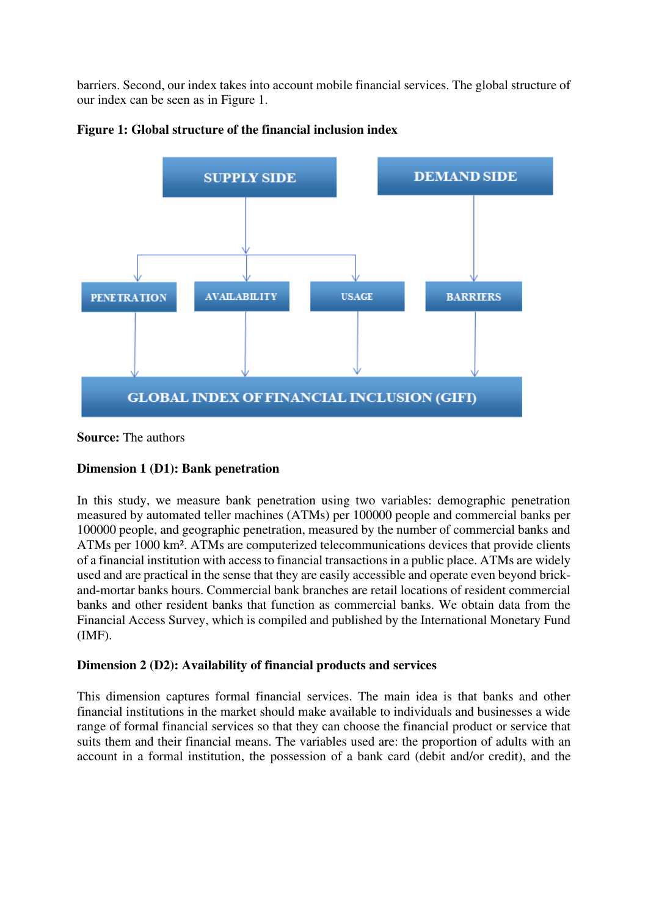barriers. Second, our index takes into account mobile financial services. The global structure of our index can be seen as in Figure 1.

**Figure 1: Global structure of the financial inclusion index**

SUPPLY SIDE → PENETRATION, AVAILABILITY, USAGE

DEMAND SIDE → BARRIERS

PENETRATION, AVAILABILITY, USAGE, BARRIERS → GLOBAL INDEX OF FINANCIAL INCLUSION (GIFI)

**Source:** The authors

**Dimension 1 (D1): Bank penetration**

In this study, we measure bank penetration using two variables: demographic penetration measured by automated teller machines (ATMs) per 100000 people and commercial banks per 100000 people, and geographic penetration, measured by the number of commercial banks and ATMs per 1000 km². ATMs are computerized telecommunications devices that provide clients of a financial institution with access to financial transactions in a public place. ATMs are widely used and are practical in the sense that they are easily accessible and operate even beyond brick-and-mortar banks hours. Commercial bank branches are retail locations of resident commercial banks and other resident banks that function as commercial banks. We obtain data from the Financial Access Survey, which is compiled and published by the International Monetary Fund (IMF).

**Dimension 2 (D2): Availability of financial products and services**

This dimension captures formal financial services. The main idea is that banks and other financial institutions in the market should make available to individuals and businesses a wide range of formal financial services so that they can choose the financial product or service that suits them and their financial means. The variables used are: the proportion of adults with an account in a formal institution, the possession of a bank card (debit and/or credit), and the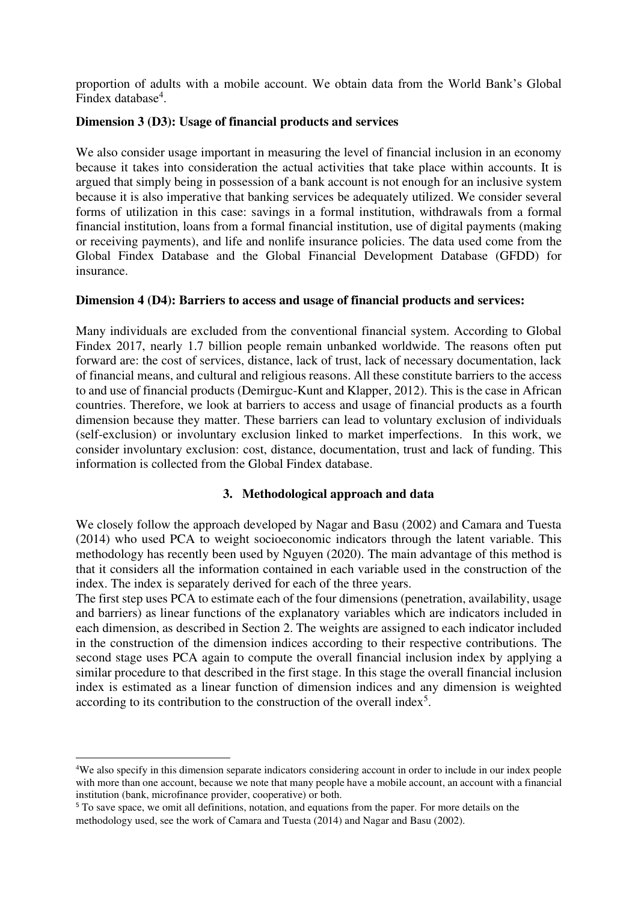proportion of adults with a mobile account. We obtain data from the World Bank's Global Findex database[4].

**Dimension 3 (D3): Usage of financial products and services**

We also consider usage important in measuring the level of financial inclusion in an economy because it takes into consideration the actual activities that take place within accounts. It is argued that simply being in possession of a bank account is not enough for an inclusive system because it is also imperative that banking services be adequately utilized. We consider several forms of utilization in this case: savings in a formal institution, withdrawals from a formal financial institution, loans from a formal financial institution, use of digital payments (making or receiving payments), and life and nonlife insurance policies. The data used come from the Global Findex Database and the Global Financial Development Database (GFDD) for insurance.

**Dimension 4 (D4): Barriers to access and usage of financial products and services:**

Many individuals are excluded from the conventional financial system. According to Global Findex 2017, nearly 1.7 billion people remain unbanked worldwide. The reasons often put forward are: the cost of services, distance, lack of trust, lack of necessary documentation, lack of financial means, and cultural and religious reasons. All these constitute barriers to the access to and use of financial products (Demirguc-Kunt and Klapper, 2012). This is the case in African countries. Therefore, we look at barriers to access and usage of financial products as a fourth dimension because they matter. These barriers can lead to voluntary exclusion of individuals (self-exclusion) or involuntary exclusion linked to market imperfections. In this work, we consider involuntary exclusion: cost, distance, documentation, trust and lack of funding. This information is collected from the Global Findex database.

## 3. Methodological approach and data

We closely follow the approach developed by Nagar and Basu (2002) and Camara and Tuesta (2014) who used PCA to weight socioeconomic indicators through the latent variable. This methodology has recently been used by Nguyen (2020). The main advantage of this method is that it considers all the information contained in each variable used in the construction of the index. The index is separately derived for each of the three years.

The first step uses PCA to estimate each of the four dimensions (penetration, availability, usage and barriers) as linear functions of the explanatory variables which are indicators included in each dimension, as described in Section 2. The weights are assigned to each indicator included in the construction of the dimension indices according to their respective contributions. The second stage uses PCA again to compute the overall financial inclusion index by applying a similar procedure to that described in the first stage. In this stage the overall financial inclusion index is estimated as a linear function of dimension indices and any dimension is weighted according to its contribution to the construction of the overall index[5].

---

[4] We also specify in this dimension separate indicators considering account in order to include in our index people with more than one account, because we note that many people have a mobile account, an account with a financial institution (bank, microfinance provider, cooperative) or both.

[5] To save space, we omit all definitions, notation, and equations from the paper. For more details on the methodology used, see the work of Camara and Tuesta (2014) and Nagar and Basu (2002).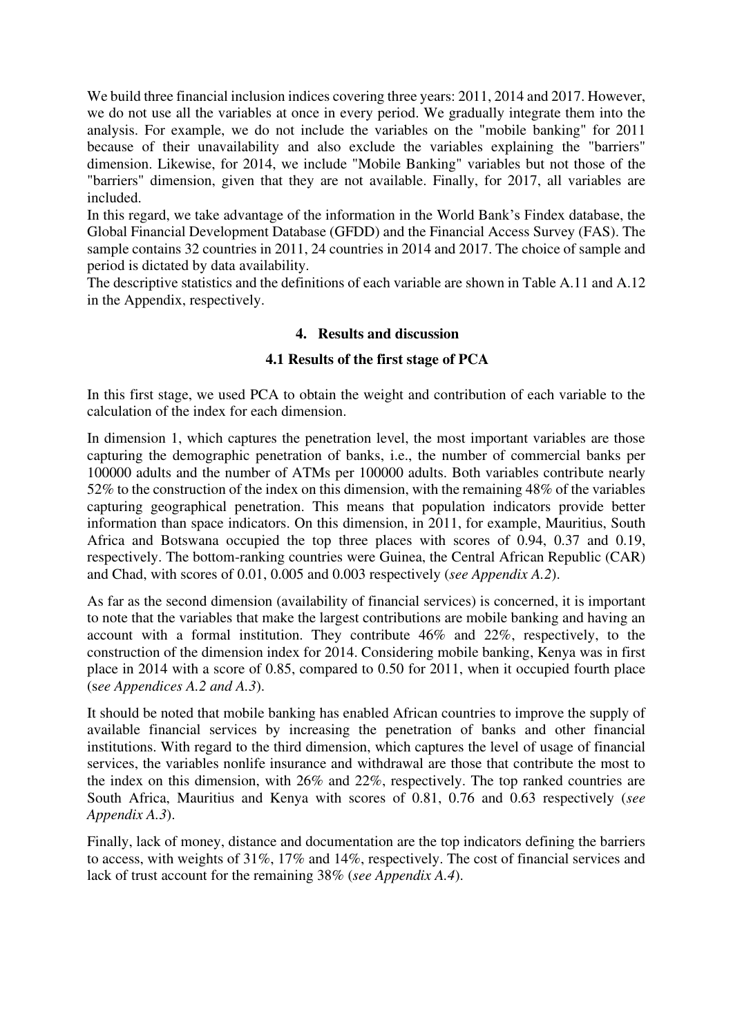We build three financial inclusion indices covering three years: 2011, 2014 and 2017. However, we do not use all the variables at once in every period. We gradually integrate them into the analysis. For example, we do not include the variables on the "mobile banking" for 2011 because of their unavailability and also exclude the variables explaining the "barriers" dimension. Likewise, for 2014, we include "Mobile Banking" variables but not those of the "barriers" dimension, given that they are not available. Finally, for 2017, all variables are included.

In this regard, we take advantage of the information in the World Bank's Findex database, the Global Financial Development Database (GFDD) and the Financial Access Survey (FAS). The sample contains 32 countries in 2011, 24 countries in 2014 and 2017. The choice of sample and period is dictated by data availability.

The descriptive statistics and the definitions of each variable are shown in Table A.11 and A.12 in the Appendix, respectively.

## 4. Results and discussion

### 4.1 Results of the first stage of PCA

In this first stage, we used PCA to obtain the weight and contribution of each variable to the calculation of the index for each dimension.

In dimension 1, which captures the penetration level, the most important variables are those capturing the demographic penetration of banks, i.e., the number of commercial banks per 100000 adults and the number of ATMs per 100000 adults. Both variables contribute nearly 52% to the construction of the index on this dimension, with the remaining 48% of the variables capturing geographical penetration. This means that population indicators provide better information than space indicators. On this dimension, in 2011, for example, Mauritius, South Africa and Botswana occupied the top three places with scores of 0.94, 0.37 and 0.19, respectively. The bottom-ranking countries were Guinea, the Central African Republic (CAR) and Chad, with scores of 0.01, 0.005 and 0.003 respectively (*see Appendix A.2*).

As far as the second dimension (availability of financial services) is concerned, it is important to note that the variables that make the largest contributions are mobile banking and having an account with a formal institution. They contribute 46% and 22%, respectively, to the construction of the dimension index for 2014. Considering mobile banking, Kenya was in first place in 2014 with a score of 0.85, compared to 0.50 for 2011, when it occupied fourth place (*see Appendices A.2 and A.3*).

It should be noted that mobile banking has enabled African countries to improve the supply of available financial services by increasing the penetration of banks and other financial institutions. With regard to the third dimension, which captures the level of usage of financial services, the variables nonlife insurance and withdrawal are those that contribute the most to the index on this dimension, with 26% and 22%, respectively. The top ranked countries are South Africa, Mauritius and Kenya with scores of 0.81, 0.76 and 0.63 respectively (*see Appendix A.3*).

Finally, lack of money, distance and documentation are the top indicators defining the barriers to access, with weights of 31%, 17% and 14%, respectively. The cost of financial services and lack of trust account for the remaining 38% (*see Appendix A.4*).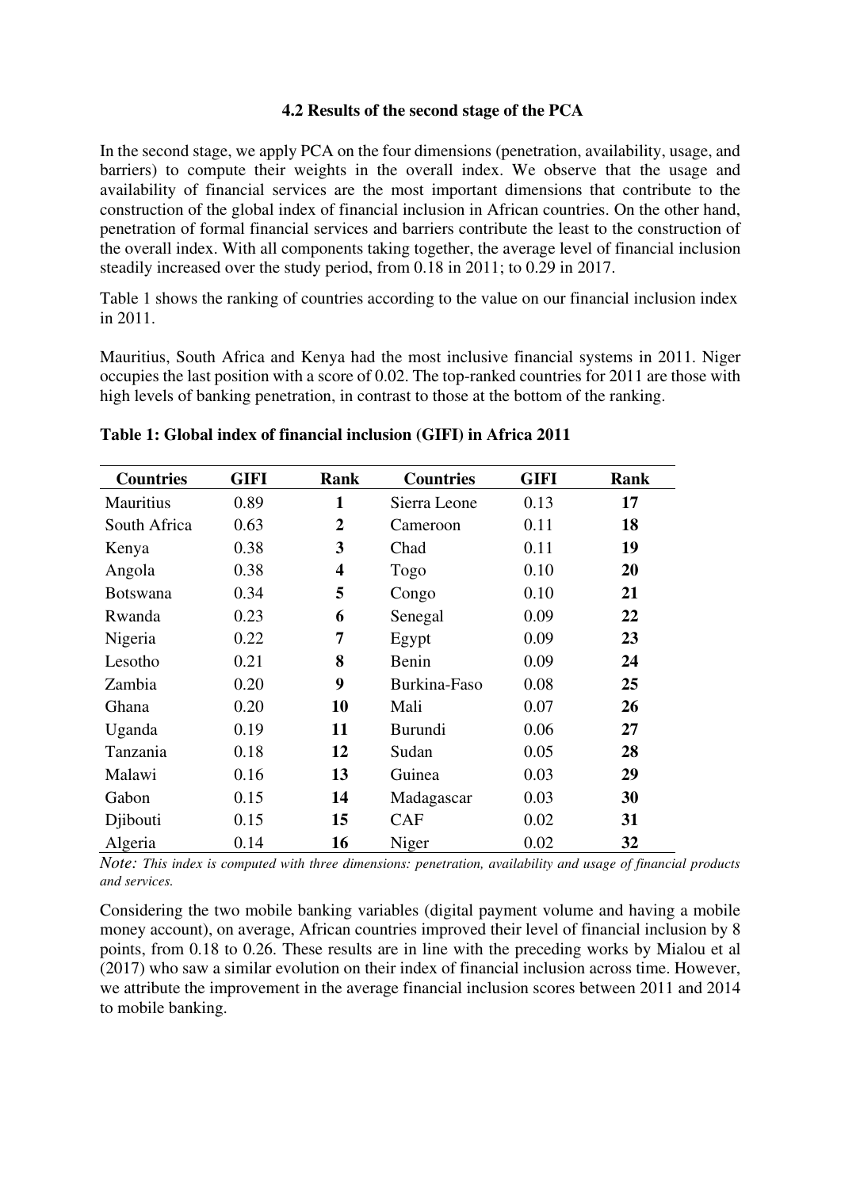### 4.2 Results of the second stage of the PCA

In the second stage, we apply PCA on the four dimensions (penetration, availability, usage, and barriers) to compute their weights in the overall index. We observe that the usage and availability of financial services are the most important dimensions that contribute to the construction of the global index of financial inclusion in African countries. On the other hand, penetration of formal financial services and barriers contribute the least to the construction of the overall index. With all components taking together, the average level of financial inclusion steadily increased over the study period, from 0.18 in 2011; to 0.29 in 2017.

Table 1 shows the ranking of countries according to the value on our financial inclusion index in 2011.

Mauritius, South Africa and Kenya had the most inclusive financial systems in 2011. Niger occupies the last position with a score of 0.02. The top-ranked countries for 2011 are those with high levels of banking penetration, in contrast to those at the bottom of the ranking.

**Table 1: Global index of financial inclusion (GIFI) in Africa 2011**

| Countries | GIFI | Rank | Countries | GIFI | Rank |
|---|---|---|---|---|---|
| Mauritius | 0.89 | **1** | Sierra Leone | 0.13 | **17** |
| South Africa | 0.63 | **2** | Cameroon | 0.11 | **18** |
| Kenya | 0.38 | **3** | Chad | 0.11 | **19** |
| Angola | 0.38 | **4** | Togo | 0.10 | **20** |
| Botswana | 0.34 | **5** | Congo | 0.10 | **21** |
| Rwanda | 0.23 | **6** | Senegal | 0.09 | **22** |
| Nigeria | 0.22 | **7** | Egypt | 0.09 | **23** |
| Lesotho | 0.21 | **8** | Benin | 0.09 | **24** |
| Zambia | 0.20 | **9** | Burkina-Faso | 0.08 | **25** |
| Ghana | 0.20 | **10** | Mali | 0.07 | **26** |
| Uganda | 0.19 | **11** | Burundi | 0.06 | **27** |
| Tanzania | 0.18 | **12** | Sudan | 0.05 | **28** |
| Malawi | 0.16 | **13** | Guinea | 0.03 | **29** |
| Gabon | 0.15 | **14** | Madagascar | 0.03 | **30** |
| Djibouti | 0.15 | **15** | CAF | 0.02 | **31** |
| Algeria | 0.14 | **16** | Niger | 0.02 | **32** |

*Note: This index is computed with three dimensions: penetration, availability and usage of financial products and services.*

Considering the two mobile banking variables (digital payment volume and having a mobile money account), on average, African countries improved their level of financial inclusion by 8 points, from 0.18 to 0.26. These results are in line with the preceding works by Mialou et al (2017) who saw a similar evolution on their index of financial inclusion across time. However, we attribute the improvement in the average financial inclusion scores between 2011 and 2014 to mobile banking.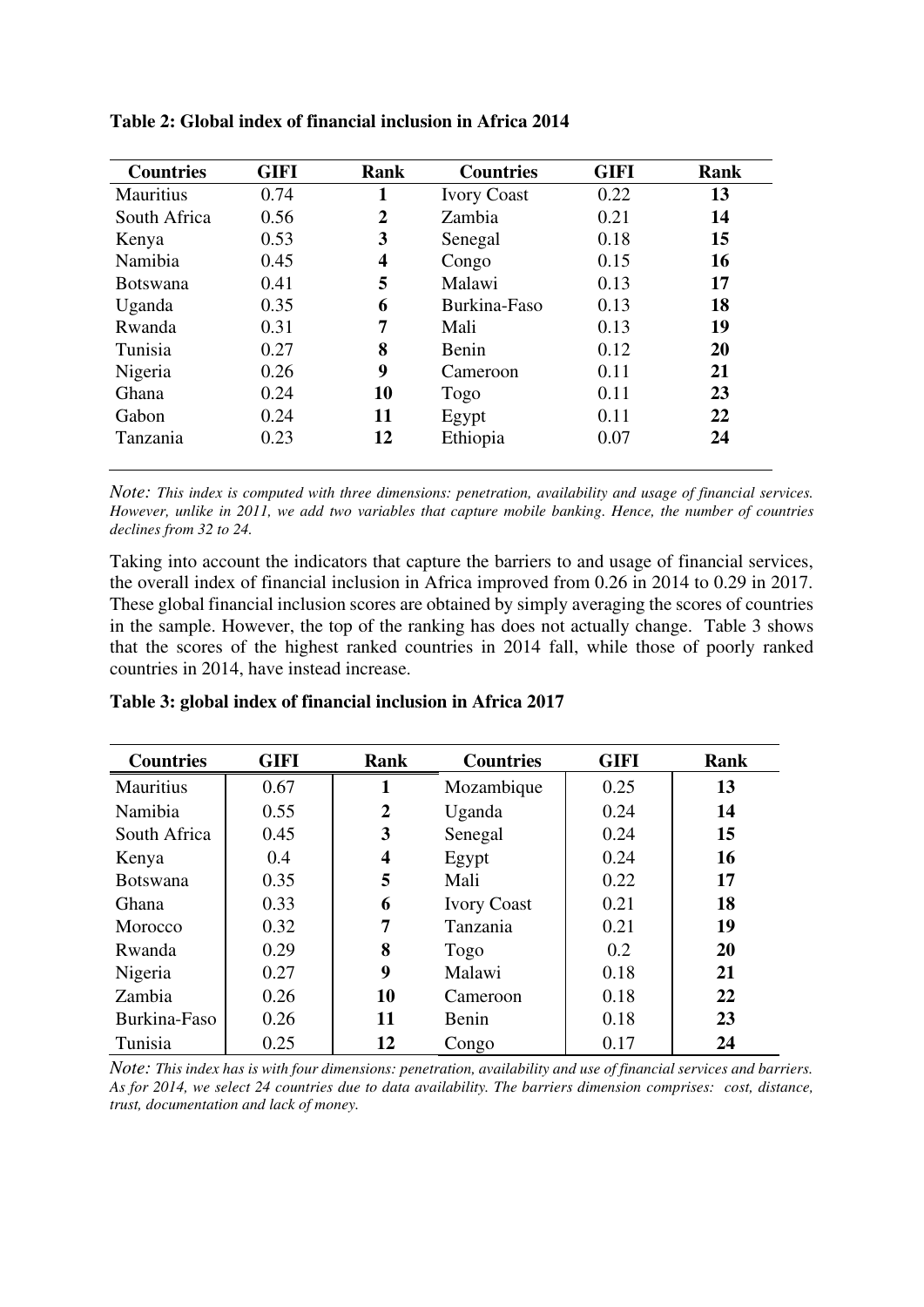**Table 2: Global index of financial inclusion in Africa 2014**

| Countries | GIFI | Rank | Countries | GIFI | Rank |
|---|---|---|---|---|---|
| Mauritius | 0.74 | **1** | Ivory Coast | 0.22 | **13** |
| South Africa | 0.56 | **2** | Zambia | 0.21 | **14** |
| Kenya | 0.53 | **3** | Senegal | 0.18 | **15** |
| Namibia | 0.45 | **4** | Congo | 0.15 | **16** |
| Botswana | 0.41 | **5** | Malawi | 0.13 | **17** |
| Uganda | 0.35 | **6** | Burkina-Faso | 0.13 | **18** |
| Rwanda | 0.31 | **7** | Mali | 0.13 | **19** |
| Tunisia | 0.27 | **8** | Benin | 0.12 | **20** |
| Nigeria | 0.26 | **9** | Cameroon | 0.11 | **21** |
| Ghana | 0.24 | **10** | Togo | 0.11 | **23** |
| Gabon | 0.24 | **11** | Egypt | 0.11 | **22** |
| Tanzania | 0.23 | **12** | Ethiopia | 0.07 | **24** |

*Note: This index is computed with three dimensions: penetration, availability and usage of financial services. However, unlike in 2011, we add two variables that capture mobile banking. Hence, the number of countries declines from 32 to 24.*

Taking into account the indicators that capture the barriers to and usage of financial services, the overall index of financial inclusion in Africa improved from 0.26 in 2014 to 0.29 in 2017. These global financial inclusion scores are obtained by simply averaging the scores of countries in the sample. However, the top of the ranking has does not actually change. Table 3 shows that the scores of the highest ranked countries in 2014 fall, while those of poorly ranked countries in 2014, have instead increase.

**Table 3: global index of financial inclusion in Africa 2017**

| Countries | GIFI | Rank | Countries | GIFI | Rank |
|---|---|---|---|---|---|
| Mauritius | 0.67 | **1** | Mozambique | 0.25 | **13** |
| Namibia | 0.55 | **2** | Uganda | 0.24 | **14** |
| South Africa | 0.45 | **3** | Senegal | 0.24 | **15** |
| Kenya | 0.4 | **4** | Egypt | 0.24 | **16** |
| Botswana | 0.35 | **5** | Mali | 0.22 | **17** |
| Ghana | 0.33 | **6** | Ivory Coast | 0.21 | **18** |
| Morocco | 0.32 | **7** | Tanzania | 0.21 | **19** |
| Rwanda | 0.29 | **8** | Togo | 0.2 | **20** |
| Nigeria | 0.27 | **9** | Malawi | 0.18 | **21** |
| Zambia | 0.26 | **10** | Cameroon | 0.18 | **22** |
| Burkina-Faso | 0.26 | **11** | Benin | 0.18 | **23** |
| Tunisia | 0.25 | **12** | Congo | 0.17 | **24** |

*Note: This index has is with four dimensions: penetration, availability and use of financial services and barriers. As for 2014, we select 24 countries due to data availability. The barriers dimension comprises: cost, distance, trust, documentation and lack of money.*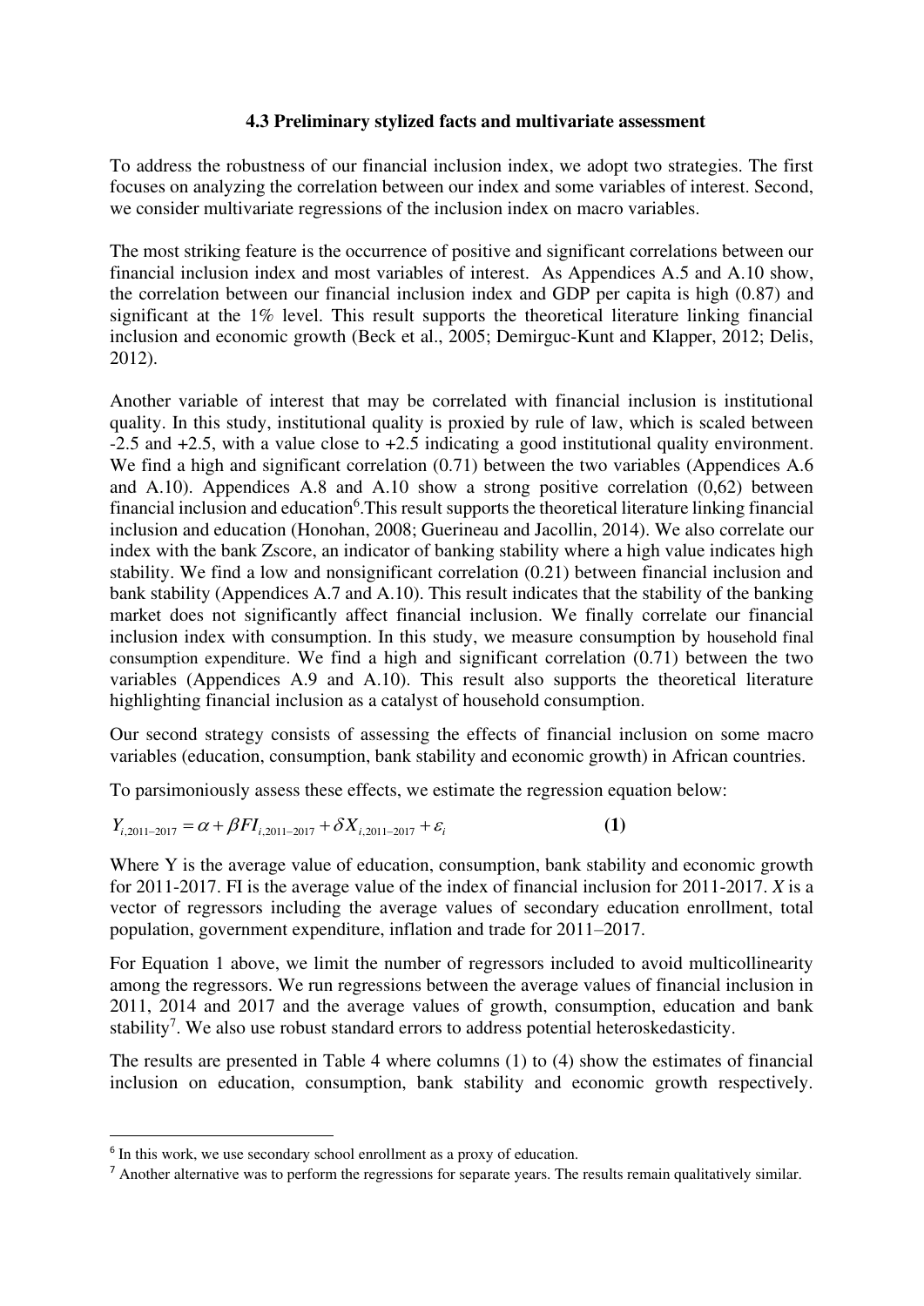### 4.3 Preliminary stylized facts and multivariate assessment

To address the robustness of our financial inclusion index, we adopt two strategies. The first focuses on analyzing the correlation between our index and some variables of interest. Second, we consider multivariate regressions of the inclusion index on macro variables.

The most striking feature is the occurrence of positive and significant correlations between our financial inclusion index and most variables of interest. As Appendices A.5 and A.10 show, the correlation between our financial inclusion index and GDP per capita is high (0.87) and significant at the 1% level. This result supports the theoretical literature linking financial inclusion and economic growth (Beck et al., 2005; Demirguc-Kunt and Klapper, 2012; Delis, 2012).

Another variable of interest that may be correlated with financial inclusion is institutional quality. In this study, institutional quality is proxied by rule of law, which is scaled between -2.5 and +2.5, with a value close to +2.5 indicating a good institutional quality environment. We find a high and significant correlation (0.71) between the two variables (Appendices A.6 and A.10). Appendices A.8 and A.10 show a strong positive correlation (0,62) between financial inclusion and education[6].This result supports the theoretical literature linking financial inclusion and education (Honohan, 2008; Guerineau and Jacollin, 2014). We also correlate our index with the bank Zscore, an indicator of banking stability where a high value indicates high stability. We find a low and nonsignificant correlation (0.21) between financial inclusion and bank stability (Appendices A.7 and A.10). This result indicates that the stability of the banking market does not significantly affect financial inclusion. We finally correlate our financial inclusion index with consumption. In this study, we measure consumption by household final consumption expenditure. We find a high and significant correlation (0.71) between the two variables (Appendices A.9 and A.10). This result also supports the theoretical literature highlighting financial inclusion as a catalyst of household consumption.

Our second strategy consists of assessing the effects of financial inclusion on some macro variables (education, consumption, bank stability and economic growth) in African countries.

To parsimoniously assess these effects, we estimate the regression equation below:

$$Y_{i,2011-2017} = \alpha + \beta FI_{i,2011-2017} + \delta X_{i,2011-2017} + \varepsilon_i \qquad \textbf{(1)}$$

Where Y is the average value of education, consumption, bank stability and economic growth for 2011-2017. FI is the average value of the index of financial inclusion for 2011-2017. $X$ is a vector of regressors including the average values of secondary education enrollment, total population, government expenditure, inflation and trade for 2011–2017.

For Equation 1 above, we limit the number of regressors included to avoid multicollinearity among the regressors. We run regressions between the average values of financial inclusion in 2011, 2014 and 2017 and the average values of growth, consumption, education and bank stability[7]. We also use robust standard errors to address potential heteroskedasticity.

The results are presented in Table 4 where columns (1) to (4) show the estimates of financial inclusion on education, consumption, bank stability and economic growth respectively.

[6] In this work, we use secondary school enrollment as a proxy of education.

[7] Another alternative was to perform the regressions for separate years. The results remain qualitatively similar.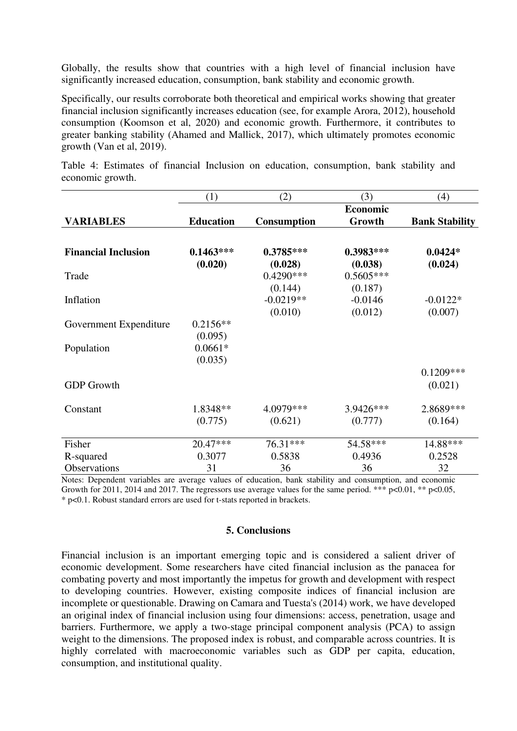Globally, the results show that countries with a high level of financial inclusion have significantly increased education, consumption, bank stability and economic growth.

Specifically, our results corroborate both theoretical and empirical works showing that greater financial inclusion significantly increases education (see, for example Arora, 2012), household consumption (Koomson et al, 2020) and economic growth. Furthermore, it contributes to greater banking stability (Ahamed and Mallick, 2017), which ultimately promotes economic growth (Van et al, 2019).

Table 4: Estimates of financial Inclusion on education, consumption, bank stability and economic growth.

| | (1) | (2) | (3) | (4) |
|---|---|---|---|---|
| **VARIABLES** | **Education** | **Consumption** | **Economic Growth** | **Bank Stability** |
| **Financial Inclusion** | **0.1463*****<br>**(0.020)** | **0.3785*****<br>**(0.028)** | **0.3983*****<br>**(0.038)** | **0.0424***<br>**(0.024)** |
| Trade | | 0.4290***<br>(0.144) | 0.5605***<br>(0.187) | |
| Inflation | | -0.0219**<br>(0.010) | -0.0146<br>(0.012) | -0.0122*<br>(0.007) |
| Government Expenditure | 0.2156**<br>(0.095) | | | |
| Population | 0.0661*<br>(0.035) | | | |
| GDP Growth | | | | 0.1209***<br>(0.021) |
| Constant | 1.8348**<br>(0.775) | 4.0979***<br>(0.621) | 3.9426***<br>(0.777) | 2.8689***<br>(0.164) |
| Fisher | 20.47*** | 76.31*** | 54.58*** | 14.88*** |
| R-squared | 0.3077 | 0.5838 | 0.4936 | 0.2528 |
| Observations | 31 | 36 | 36 | 32 |

Notes: Dependent variables are average values of education, bank stability and consumption, and economic Growth for 2011, 2014 and 2017. The regressors use average values for the same period. *** p<0.01, ** p<0.05, * p<0.1. Robust standard errors are used for t-stats reported in brackets.

## 5. Conclusions

Financial inclusion is an important emerging topic and is considered a salient driver of economic development. Some researchers have cited financial inclusion as the panacea for combating poverty and most importantly the impetus for growth and development with respect to developing countries. However, existing composite indices of financial inclusion are incomplete or questionable. Drawing on Camara and Tuesta's (2014) work, we have developed an original index of financial inclusion using four dimensions: access, penetration, usage and barriers. Furthermore, we apply a two-stage principal component analysis (PCA) to assign weight to the dimensions. The proposed index is robust, and comparable across countries. It is highly correlated with macroeconomic variables such as GDP per capita, education, consumption, and institutional quality.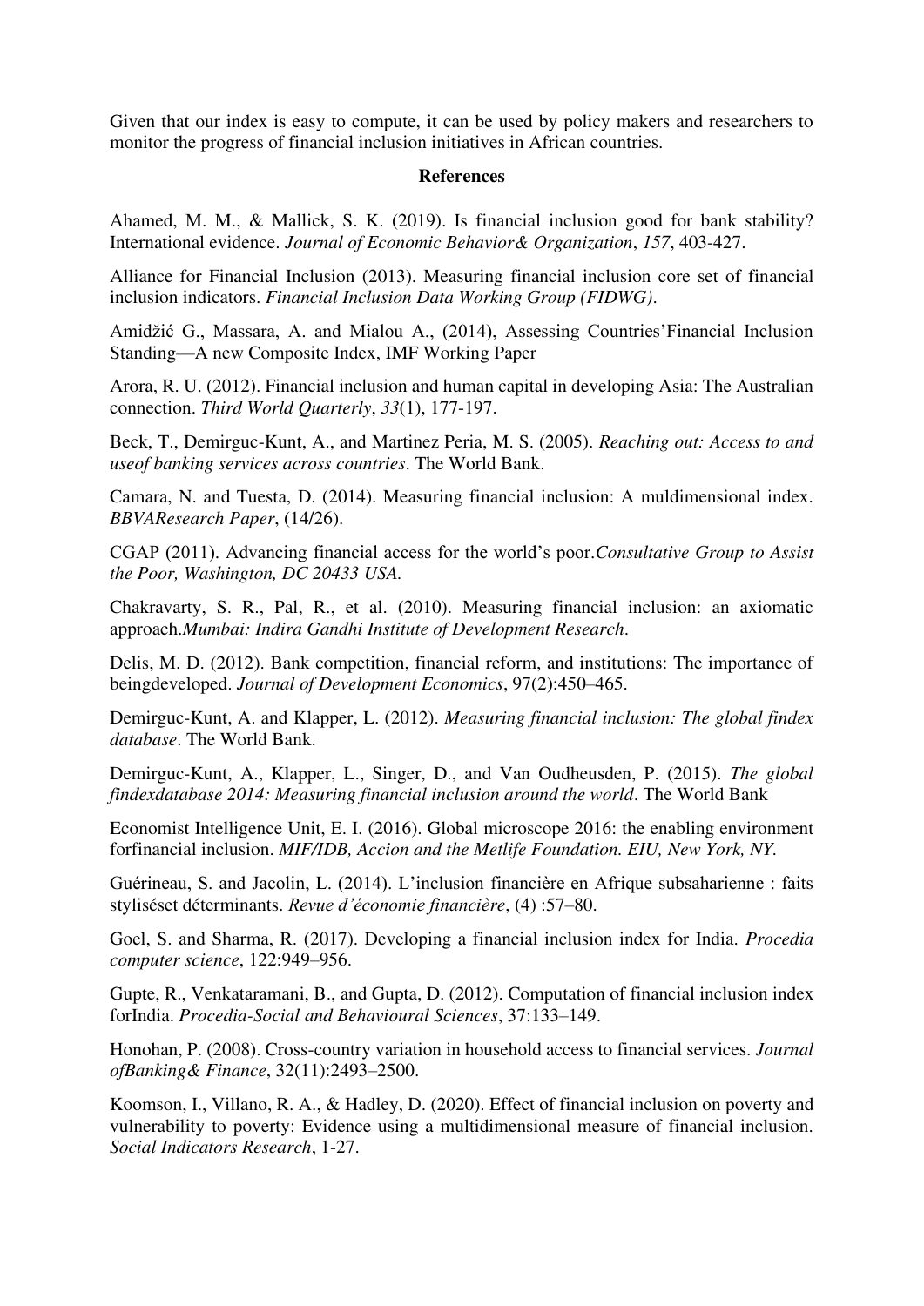Given that our index is easy to compute, it can be used by policy makers and researchers to monitor the progress of financial inclusion initiatives in African countries.

## References

Ahamed, M. M., & Mallick, S. K. (2019). Is financial inclusion good for bank stability? International evidence. *Journal of Economic Behavior& Organization*, *157*, 403-427.

Alliance for Financial Inclusion (2013). Measuring financial inclusion core set of financial inclusion indicators. *Financial Inclusion Data Working Group (FIDWG)*.

Amidžić G., Massara, A. and Mialou A., (2014), Assessing Countries'Financial Inclusion Standing—A new Composite Index, IMF Working Paper

Arora, R. U. (2012). Financial inclusion and human capital in developing Asia: The Australian connection. *Third World Quarterly*, *33*(1), 177-197.

Beck, T., Demirguc-Kunt, A., and Martinez Peria, M. S. (2005). *Reaching out: Access to and useof banking services across countries*. The World Bank.

Camara, N. and Tuesta, D. (2014). Measuring financial inclusion: A muldimensional index. *BBVAResearch Paper*, (14/26).

CGAP (2011). Advancing financial access for the world's poor.*Consultative Group to Assist the Poor, Washington, DC 20433 USA.*

Chakravarty, S. R., Pal, R., et al. (2010). Measuring financial inclusion: an axiomatic approach.*Mumbai: Indira Gandhi Institute of Development Research*.

Delis, M. D. (2012). Bank competition, financial reform, and institutions: The importance of beingdeveloped. *Journal of Development Economics*, 97(2):450–465.

Demirguc-Kunt, A. and Klapper, L. (2012). *Measuring financial inclusion: The global findex database*. The World Bank.

Demirguc-Kunt, A., Klapper, L., Singer, D., and Van Oudheusden, P. (2015). *The global findexdatabase 2014: Measuring financial inclusion around the world*. The World Bank

Economist Intelligence Unit, E. I. (2016). Global microscope 2016: the enabling environment forfinancial inclusion. *MIF/IDB, Accion and the Metlife Foundation. EIU, New York, NY.*

Guérineau, S. and Jacolin, L. (2014). L'inclusion financière en Afrique subsaharienne : faits styliséset déterminants. *Revue d'économie financière*, (4) :57–80.

Goel, S. and Sharma, R. (2017). Developing a financial inclusion index for India. *Procedia computer science*, 122:949–956.

Gupte, R., Venkataramani, B., and Gupta, D. (2012). Computation of financial inclusion index forIndia. *Procedia-Social and Behavioural Sciences*, 37:133–149.

Honohan, P. (2008). Cross-country variation in household access to financial services. *Journal ofBanking& Finance*, 32(11):2493–2500.

Koomson, I., Villano, R. A., & Hadley, D. (2020). Effect of financial inclusion on poverty and vulnerability to poverty: Evidence using a multidimensional measure of financial inclusion. *Social Indicators Research*, 1-27.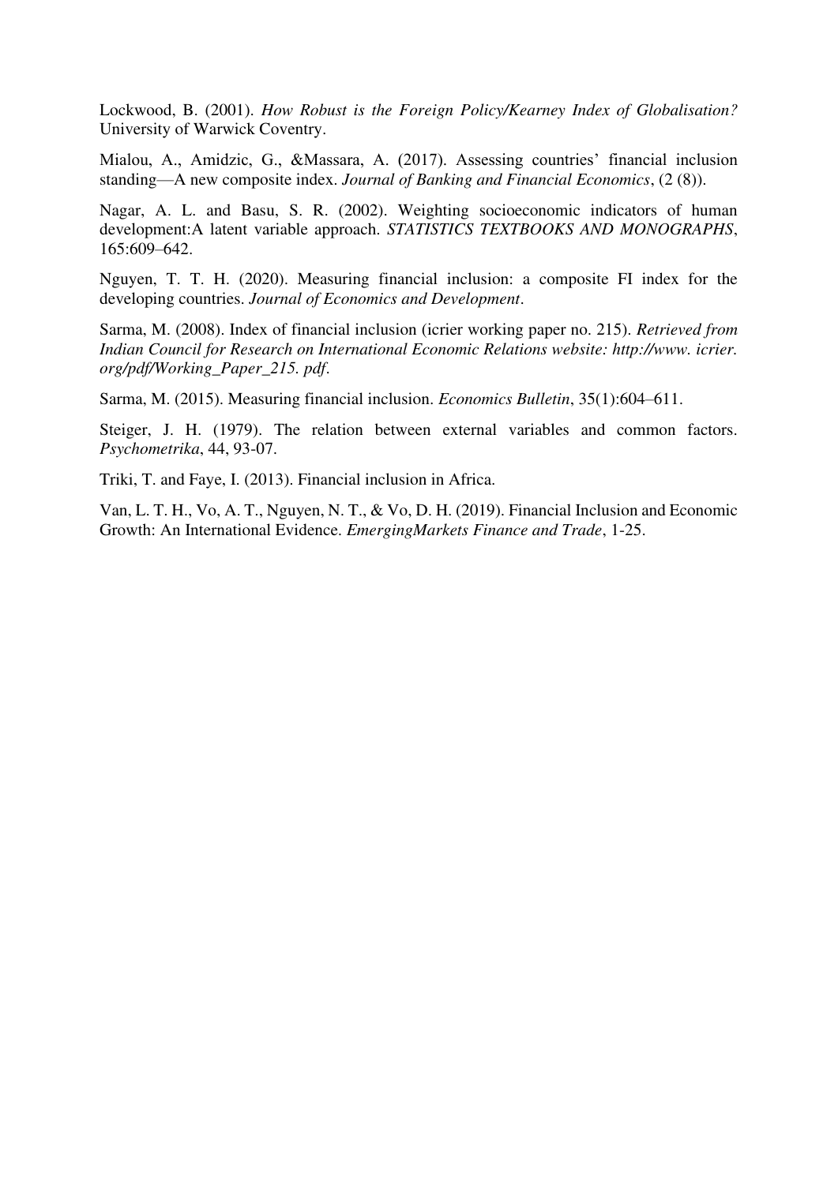Lockwood, B. (2001). *How Robust is the Foreign Policy/Kearney Index of Globalisation?* University of Warwick Coventry.

Mialou, A., Amidzic, G., &Massara, A. (2017). Assessing countries' financial inclusion standing—A new composite index. *Journal of Banking and Financial Economics*, (2 (8)).

Nagar, A. L. and Basu, S. R. (2002). Weighting socioeconomic indicators of human development:A latent variable approach. *STATISTICS TEXTBOOKS AND MONOGRAPHS*, 165:609–642.

Nguyen, T. T. H. (2020). Measuring financial inclusion: a composite FI index for the developing countries. *Journal of Economics and Development*.

Sarma, M. (2008). Index of financial inclusion (icrier working paper no. 215). *Retrieved from Indian Council for Research on International Economic Relations website: http://www. icrier. org/pdf/Working_Paper_215. pdf*.

Sarma, M. (2015). Measuring financial inclusion. *Economics Bulletin*, 35(1):604–611.

Steiger, J. H. (1979). The relation between external variables and common factors. *Psychometrika*, 44, 93-07.

Triki, T. and Faye, I. (2013). Financial inclusion in Africa.

Van, L. T. H., Vo, A. T., Nguyen, N. T., & Vo, D. H. (2019). Financial Inclusion and Economic Growth: An International Evidence. *EmergingMarkets Finance and Trade*, 1-25.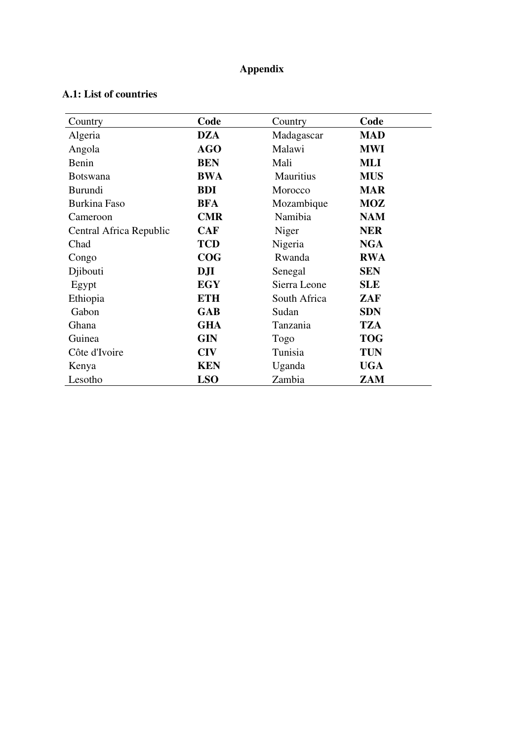# Appendix

## A.1: List of countries

| Country | **Code** | Country | **Code** |
|---|---|---|---|
| Algeria | **DZA** | Madagascar | **MAD** |
| Angola | **AGO** | Malawi | **MWI** |
| Benin | **BEN** | Mali | **MLI** |
| Botswana | **BWA** | Mauritius | **MUS** |
| Burundi | **BDI** | Morocco | **MAR** |
| Burkina Faso | **BFA** | Mozambique | **MOZ** |
| Cameroon | **CMR** | Namibia | **NAM** |
| Central Africa Republic | **CAF** | Niger | **NER** |
| Chad | **TCD** | Nigeria | **NGA** |
| Congo | **COG** | Rwanda | **RWA** |
| Djibouti | **DJI** | Senegal | **SEN** |
| Egypt | **EGY** | Sierra Leone | **SLE** |
| Ethiopia | **ETH** | South Africa | **ZAF** |
| Gabon | **GAB** | Sudan | **SDN** |
| Ghana | **GHA** | Tanzania | **TZA** |
| Guinea | **GIN** | Togo | **TOG** |
| Côte d'Ivoire | **CIV** | Tunisia | **TUN** |
| Kenya | **KEN** | Uganda | **UGA** |
| Lesotho | **LSO** | Zambia | **ZAM** |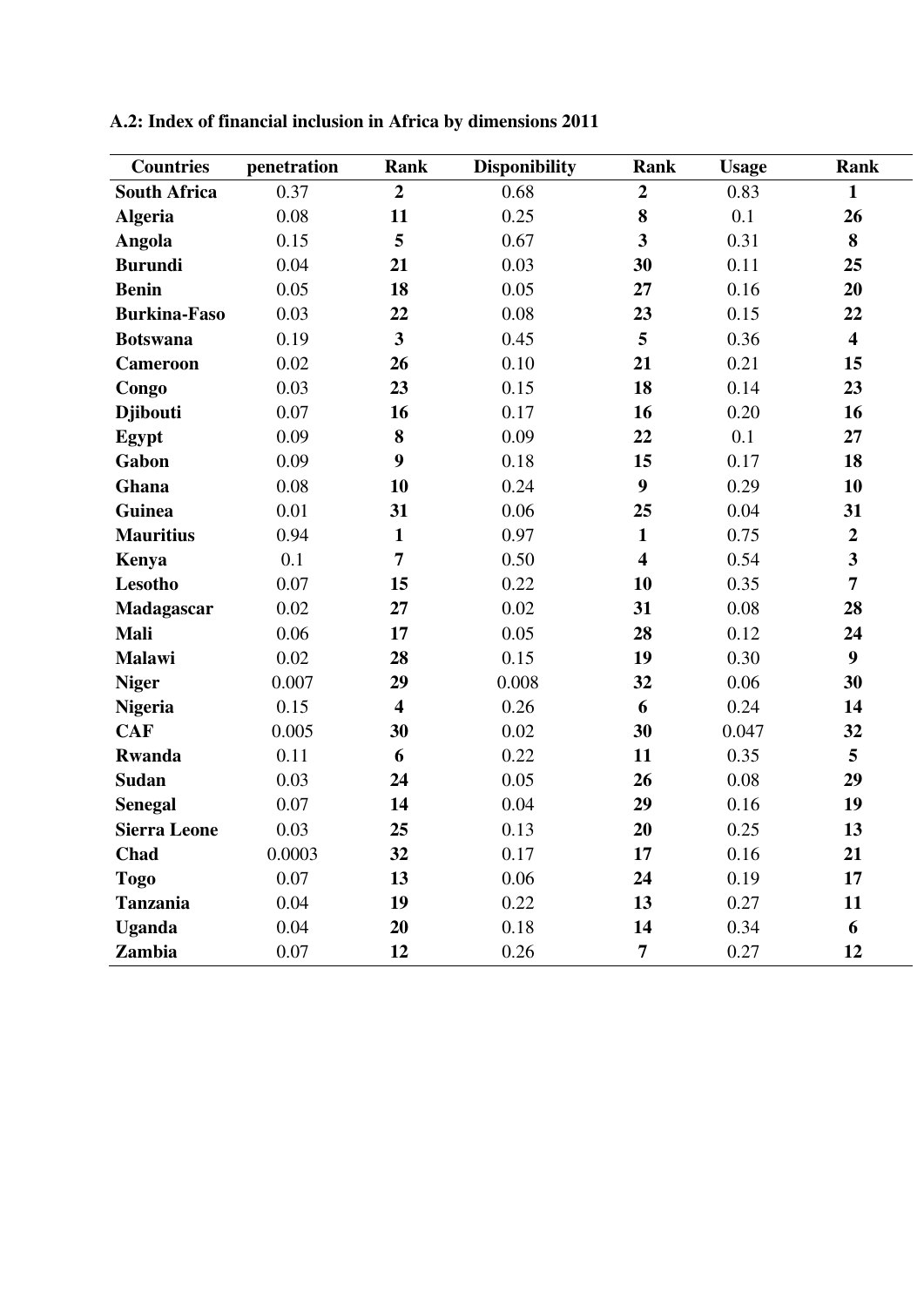**A.2: Index of financial inclusion in Africa by dimensions 2011**

| Countries | penetration | Rank | Disponibility | Rank | Usage | Rank |
|---|---|---|---|---|---|---|
| **South Africa** | 0.37 | **2** | 0.68 | **2** | 0.83 | **1** |
| **Algeria** | 0.08 | **11** | 0.25 | **8** | 0.1 | **26** |
| **Angola** | 0.15 | **5** | 0.67 | **3** | 0.31 | **8** |
| **Burundi** | 0.04 | **21** | 0.03 | **30** | 0.11 | **25** |
| **Benin** | 0.05 | **18** | 0.05 | **27** | 0.16 | **20** |
| **Burkina-Faso** | 0.03 | **22** | 0.08 | **23** | 0.15 | **22** |
| **Botswana** | 0.19 | **3** | 0.45 | **5** | 0.36 | **4** |
| **Cameroon** | 0.02 | **26** | 0.10 | **21** | 0.21 | **15** |
| **Congo** | 0.03 | **23** | 0.15 | **18** | 0.14 | **23** |
| **Djibouti** | 0.07 | **16** | 0.17 | **16** | 0.20 | **16** |
| **Egypt** | 0.09 | **8** | 0.09 | **22** | 0.1 | **27** |
| **Gabon** | 0.09 | **9** | 0.18 | **15** | 0.17 | **18** |
| **Ghana** | 0.08 | **10** | 0.24 | **9** | 0.29 | **10** |
| **Guinea** | 0.01 | **31** | 0.06 | **25** | 0.04 | **31** |
| **Mauritius** | 0.94 | **1** | 0.97 | **1** | 0.75 | **2** |
| **Kenya** | 0.1 | **7** | 0.50 | **4** | 0.54 | **3** |
| **Lesotho** | 0.07 | **15** | 0.22 | **10** | 0.35 | **7** |
| **Madagascar** | 0.02 | **27** | 0.02 | **31** | 0.08 | **28** |
| **Mali** | 0.06 | **17** | 0.05 | **28** | 0.12 | **24** |
| **Malawi** | 0.02 | **28** | 0.15 | **19** | 0.30 | **9** |
| **Niger** | 0.007 | **29** | 0.008 | **32** | 0.06 | **30** |
| **Nigeria** | 0.15 | **4** | 0.26 | **6** | 0.24 | **14** |
| **CAF** | 0.005 | **30** | 0.02 | **30** | 0.047 | **32** |
| **Rwanda** | 0.11 | **6** | 0.22 | **11** | 0.35 | **5** |
| **Sudan** | 0.03 | **24** | 0.05 | **26** | 0.08 | **29** |
| **Senegal** | 0.07 | **14** | 0.04 | **29** | 0.16 | **19** |
| **Sierra Leone** | 0.03 | **25** | 0.13 | **20** | 0.25 | **13** |
| **Chad** | 0.0003 | **32** | 0.17 | **17** | 0.16 | **21** |
| **Togo** | 0.07 | **13** | 0.06 | **24** | 0.19 | **17** |
| **Tanzania** | 0.04 | **19** | 0.22 | **13** | 0.27 | **11** |
| **Uganda** | 0.04 | **20** | 0.18 | **14** | 0.34 | **6** |
| **Zambia** | 0.07 | **12** | 0.26 | **7** | 0.27 | **12** |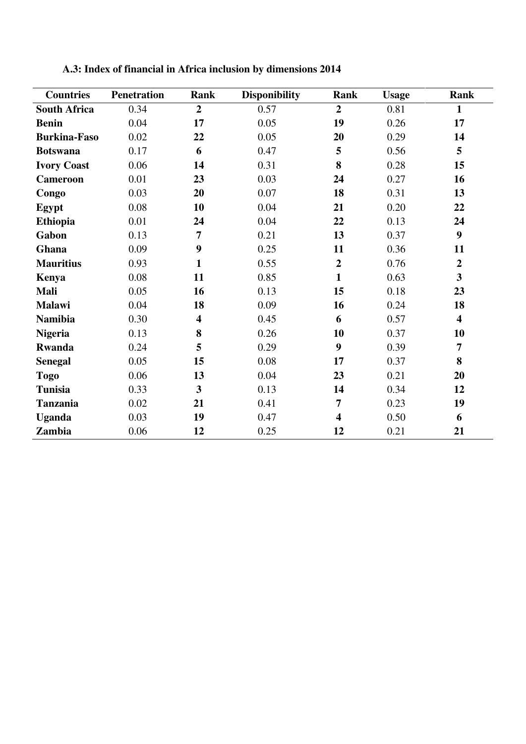**A.3: Index of financial in Africa inclusion by dimensions 2014**

| Countries | Penetration | Rank | Disponibility | Rank | Usage | Rank |
|---|---|---|---|---|---|---|
| **South Africa** | 0.34 | **2** | 0.57 | **2** | 0.81 | **1** |
| **Benin** | 0.04 | **17** | 0.05 | **19** | 0.26 | **17** |
| **Burkina-Faso** | 0.02 | **22** | 0.05 | **20** | 0.29 | **14** |
| **Botswana** | 0.17 | **6** | 0.47 | **5** | 0.56 | **5** |
| **Ivory Coast** | 0.06 | **14** | 0.31 | **8** | 0.28 | **15** |
| **Cameroon** | 0.01 | **23** | 0.03 | **24** | 0.27 | **16** |
| **Congo** | 0.03 | **20** | 0.07 | **18** | 0.31 | **13** |
| **Egypt** | 0.08 | **10** | 0.04 | **21** | 0.20 | **22** |
| **Ethiopia** | 0.01 | **24** | 0.04 | **22** | 0.13 | **24** |
| **Gabon** | 0.13 | **7** | 0.21 | **13** | 0.37 | **9** |
| **Ghana** | 0.09 | **9** | 0.25 | **11** | 0.36 | **11** |
| **Mauritius** | 0.93 | **1** | 0.55 | **2** | 0.76 | **2** |
| **Kenya** | 0.08 | **11** | 0.85 | **1** | 0.63 | **3** |
| **Mali** | 0.05 | **16** | 0.13 | **15** | 0.18 | **23** |
| **Malawi** | 0.04 | **18** | 0.09 | **16** | 0.24 | **18** |
| **Namibia** | 0.30 | **4** | 0.45 | **6** | 0.57 | **4** |
| **Nigeria** | 0.13 | **8** | 0.26 | **10** | 0.37 | **10** |
| **Rwanda** | 0.24 | **5** | 0.29 | **9** | 0.39 | **7** |
| **Senegal** | 0.05 | **15** | 0.08 | **17** | 0.37 | **8** |
| **Togo** | 0.06 | **13** | 0.04 | **23** | 0.21 | **20** |
| **Tunisia** | 0.33 | **3** | 0.13 | **14** | 0.34 | **12** |
| **Tanzania** | 0.02 | **21** | 0.41 | **7** | 0.23 | **19** |
| **Uganda** | 0.03 | **19** | 0.47 | **4** | 0.50 | **6** |
| **Zambia** | 0.06 | **12** | 0.25 | **12** | 0.21 | **21** |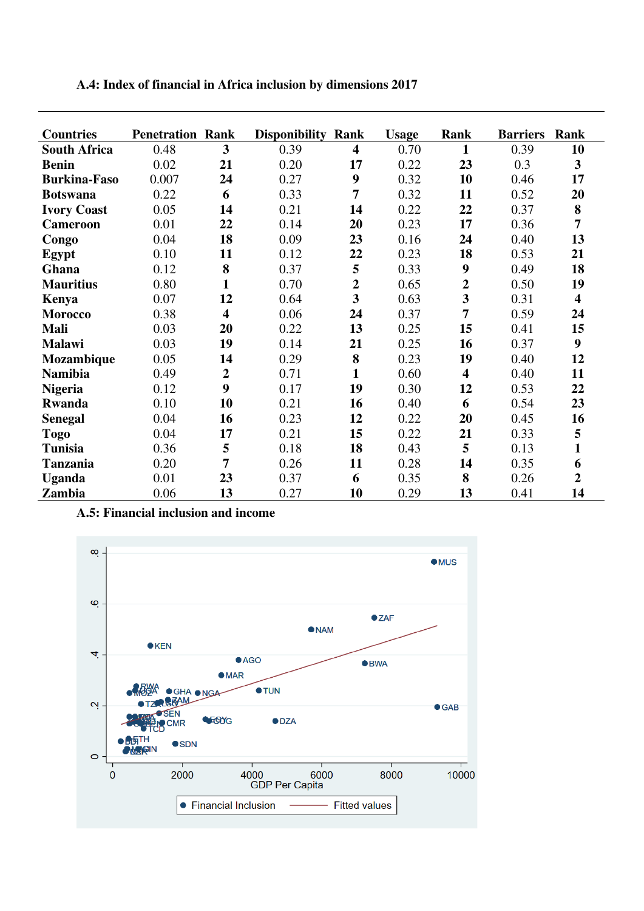**A.4: Index of financial in Africa inclusion by dimensions 2017**

| Countries | Penetration | Rank | Disponibility | Rank | Usage | Rank | Barriers | Rank |
|---|---|---|---|---|---|---|---|---|
| **South Africa** | 0.48 | **3** | 0.39 | **4** | 0.70 | **1** | 0.39 | **10** |
| **Benin** | 0.02 | **21** | 0.20 | **17** | 0.22 | **23** | 0.3 | **3** |
| **Burkina-Faso** | 0.007 | **24** | 0.27 | **9** | 0.32 | **10** | 0.46 | **17** |
| **Botswana** | 0.22 | **6** | 0.33 | **7** | 0.32 | **11** | 0.52 | **20** |
| **Ivory Coast** | 0.05 | **14** | 0.21 | **14** | 0.22 | **22** | 0.37 | **8** |
| **Cameroon** | 0.01 | **22** | 0.14 | **20** | 0.23 | **17** | 0.36 | **7** |
| **Congo** | 0.04 | **18** | 0.09 | **23** | 0.16 | **24** | 0.40 | **13** |
| **Egypt** | 0.10 | **11** | 0.12 | **22** | 0.23 | **18** | 0.53 | **21** |
| **Ghana** | 0.12 | **8** | 0.37 | **5** | 0.33 | **9** | 0.49 | **18** |
| **Mauritius** | 0.80 | **1** | 0.70 | **2** | 0.65 | **2** | 0.50 | **19** |
| **Kenya** | 0.07 | **12** | 0.64 | **3** | 0.63 | **3** | 0.31 | **4** |
| **Morocco** | 0.38 | **4** | 0.06 | **24** | 0.37 | **7** | 0.59 | **24** |
| **Mali** | 0.03 | **20** | 0.22 | **13** | 0.25 | **15** | 0.41 | **15** |
| **Malawi** | 0.03 | **19** | 0.14 | **21** | 0.25 | **16** | 0.37 | **9** |
| **Mozambique** | 0.05 | **14** | 0.29 | **8** | 0.23 | **19** | 0.40 | **12** |
| **Namibia** | 0.49 | **2** | 0.71 | **1** | 0.60 | **4** | 0.40 | **11** |
| **Nigeria** | 0.12 | **9** | 0.17 | **19** | 0.30 | **12** | 0.53 | **22** |
| **Rwanda** | 0.10 | **10** | 0.21 | **16** | 0.40 | **6** | 0.54 | **23** |
| **Senegal** | 0.04 | **16** | 0.23 | **12** | 0.22 | **20** | 0.45 | **16** |
| **Togo** | 0.04 | **17** | 0.21 | **15** | 0.22 | **21** | 0.33 | **5** |
| **Tunisia** | 0.36 | **5** | 0.18 | **18** | 0.43 | **5** | 0.13 | **1** |
| **Tanzania** | 0.20 | **7** | 0.26 | **11** | 0.28 | **14** | 0.35 | **6** |
| **Uganda** | 0.01 | **23** | 0.37 | **6** | 0.35 | **8** | 0.26 | **2** |
| **Zambia** | 0.06 | **13** | 0.27 | **10** | 0.29 | **13** | 0.41 | **14** |

**A.5: Financial inclusion and income**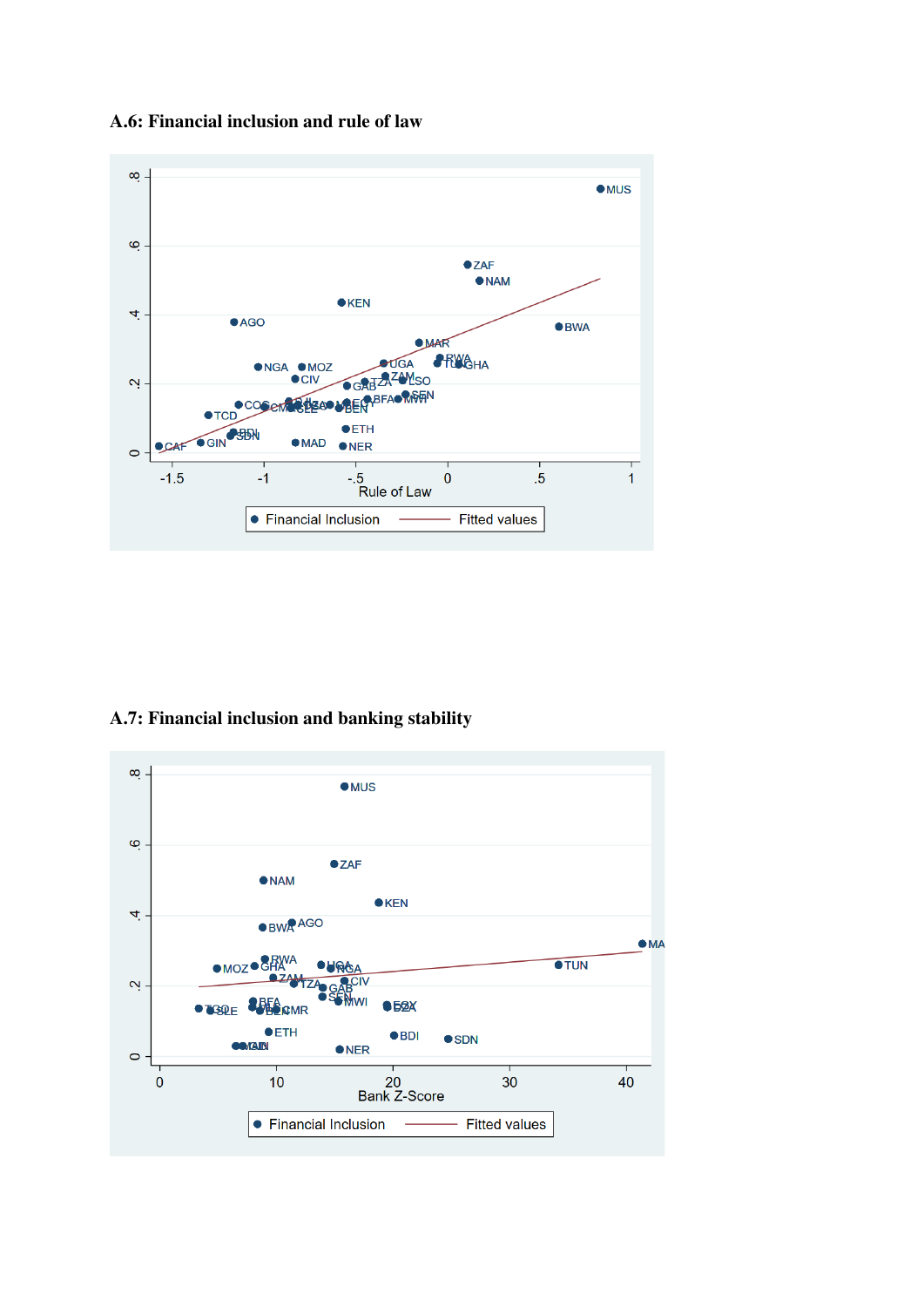**A.6: Financial inclusion and rule of law**

**A.7: Financial inclusion and banking stability**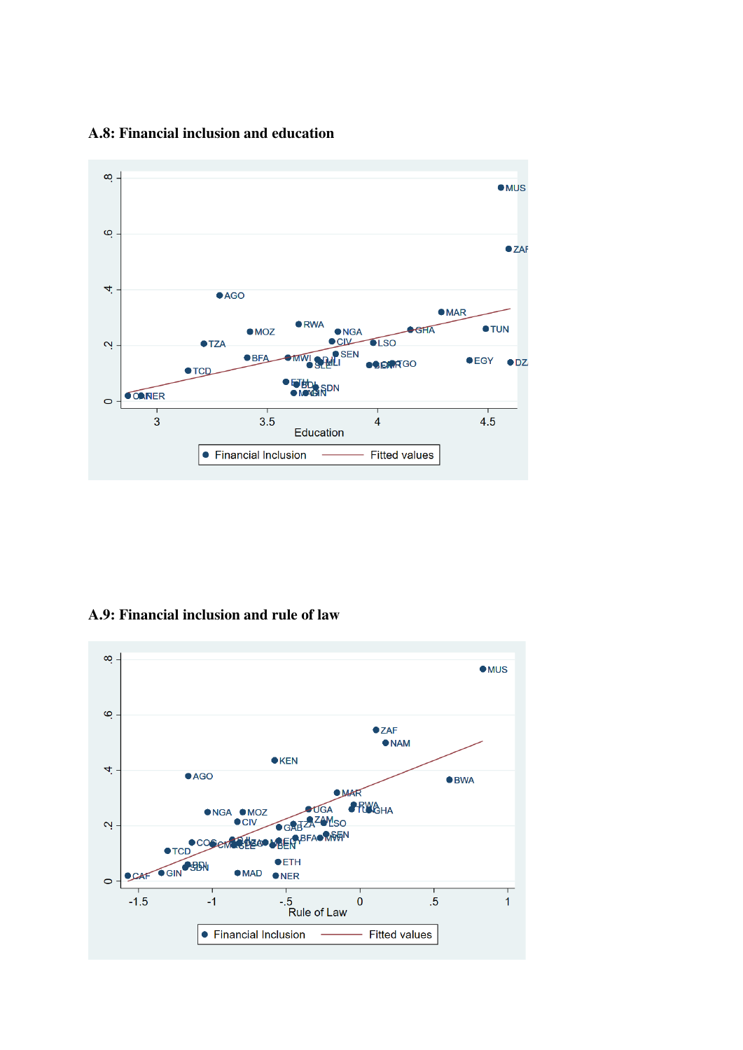### A.8: Financial inclusion and education

### A.9: Financial inclusion and rule of law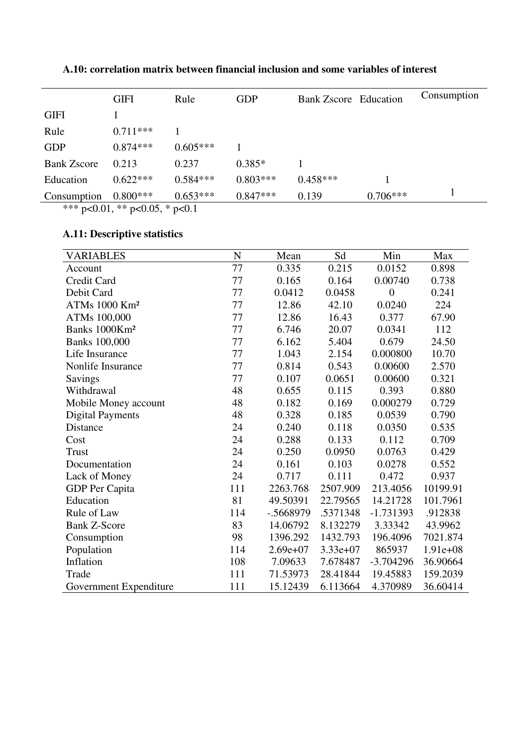**A.10: correlation matrix between financial inclusion and some variables of interest**

| | GIFI | Rule | GDP | Bank Zscore | Education | Consumption |
|---|---|---|---|---|---|---|
| GIFI | 1 | | | | | |
| Rule | 0.711*** | 1 | | | | |
| GDP | 0.874*** | 0.605*** | 1 | | | |
| Bank Zscore | 0.213 | 0.237 | 0.385* | 1 | | |
| Education | 0.622*** | 0.584*** | 0.803*** | 0.458*** | 1 | |
| Consumption | 0.800*** | 0.653*** | 0.847*** | 0.139 | 0.706*** | 1 |

*** p<0.01, ** p<0.05, * p<0.1

**A.11: Descriptive statistics**

| VARIABLES | N | Mean | Sd | Min | Max |
|---|---|---|---|---|---|
| Account | 77 | 0.335 | 0.215 | 0.0152 | 0.898 |
| Credit Card | 77 | 0.165 | 0.164 | 0.00740 | 0.738 |
| Debit Card | 77 | 0.0412 | 0.0458 | 0 | 0.241 |
| ATMs 1000 Km² | 77 | 12.86 | 42.10 | 0.0240 | 224 |
| ATMs 100,000 | 77 | 12.86 | 16.43 | 0.377 | 67.90 |
| Banks 1000Km² | 77 | 6.746 | 20.07 | 0.0341 | 112 |
| Banks 100,000 | 77 | 6.162 | 5.404 | 0.679 | 24.50 |
| Life Insurance | 77 | 1.043 | 2.154 | 0.000800 | 10.70 |
| Nonlife Insurance | 77 | 0.814 | 0.543 | 0.00600 | 2.570 |
| Savings | 77 | 0.107 | 0.0651 | 0.00600 | 0.321 |
| Withdrawal | 48 | 0.655 | 0.115 | 0.393 | 0.880 |
| Mobile Money account | 48 | 0.182 | 0.169 | 0.000279 | 0.729 |
| Digital Payments | 48 | 0.328 | 0.185 | 0.0539 | 0.790 |
| Distance | 24 | 0.240 | 0.118 | 0.0350 | 0.535 |
| Cost | 24 | 0.288 | 0.133 | 0.112 | 0.709 |
| Trust | 24 | 0.250 | 0.0950 | 0.0763 | 0.429 |
| Documentation | 24 | 0.161 | 0.103 | 0.0278 | 0.552 |
| Lack of Money | 24 | 0.717 | 0.111 | 0.472 | 0.937 |
| GDP Per Capita | 111 | 2263.768 | 2507.909 | 213.4056 | 10199.91 |
| Education | 81 | 49.50391 | 22.79565 | 14.21728 | 101.7961 |
| Rule of Law | 114 | -.5668979 | .5371348 | -1.731393 | .912838 |
| Bank Z-Score | 83 | 14.06792 | 8.132279 | 3.33342 | 43.9962 |
| Consumption | 98 | 1396.292 | 1432.793 | 196.4096 | 7021.874 |
| Population | 114 | 2.69e+07 | 3.33e+07 | 865937 | 1.91e+08 |
| Inflation | 108 | 7.09633 | 7.678487 | -3.704296 | 36.90664 |
| Trade | 111 | 71.53973 | 28.41844 | 19.45883 | 159.2039 |
| Government Expenditure | 111 | 15.12439 | 6.113664 | 4.370989 | 36.60414 |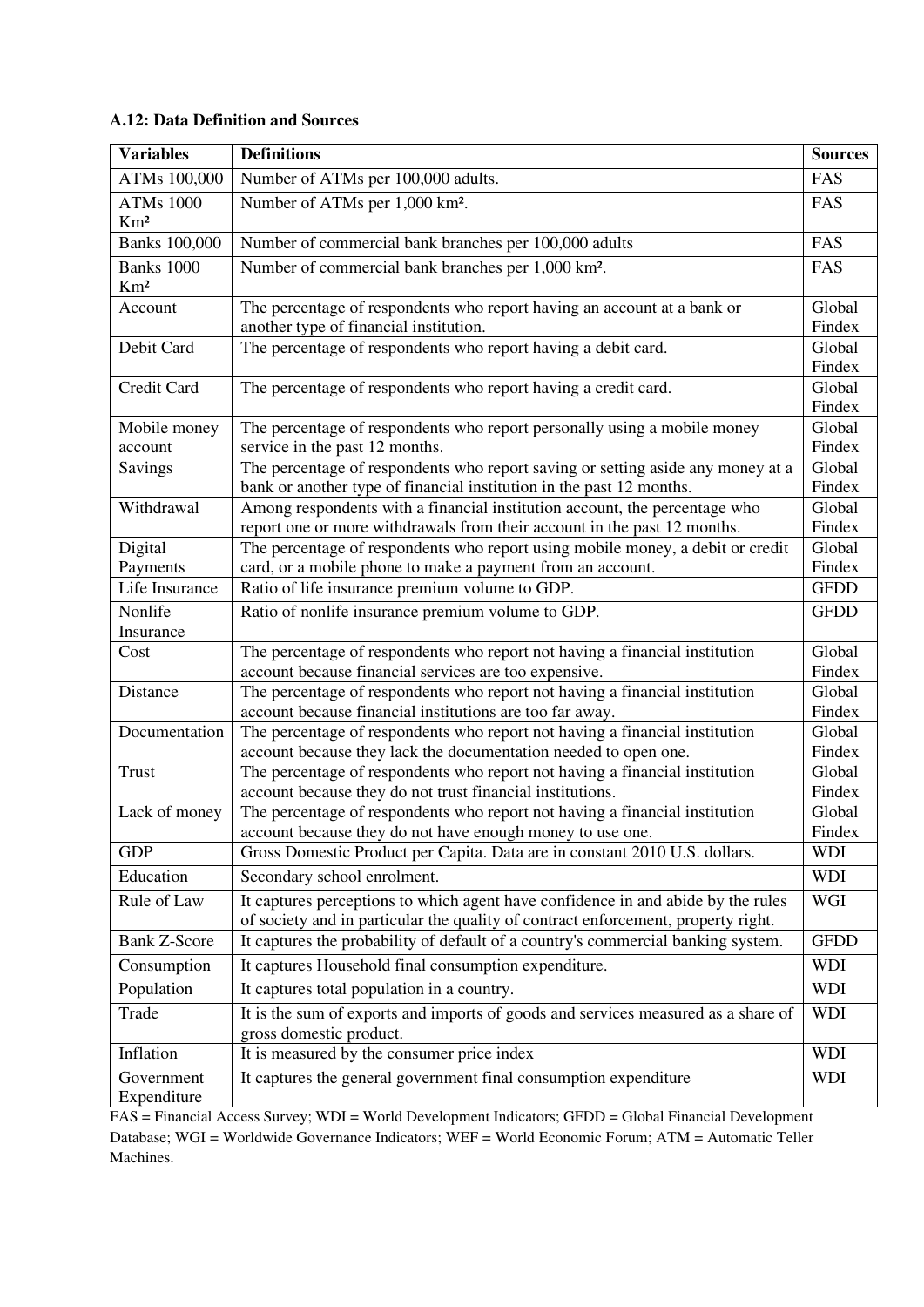**A.12: Data Definition and Sources**

| Variables | Definitions | Sources |
|---|---|---|
| ATMs 100,000 | Number of ATMs per 100,000 adults. | FAS |
| ATMs 1000 Km² | Number of ATMs per 1,000 km². | FAS |
| Banks 100,000 | Number of commercial bank branches per 100,000 adults | FAS |
| Banks 1000 Km² | Number of commercial bank branches per 1,000 km². | FAS |
| Account | The percentage of respondents who report having an account at a bank or another type of financial institution. | Global Findex |
| Debit Card | The percentage of respondents who report having a debit card. | Global Findex |
| Credit Card | The percentage of respondents who report having a credit card. | Global Findex |
| Mobile money account | The percentage of respondents who report personally using a mobile money service in the past 12 months. | Global Findex |
| Savings | The percentage of respondents who report saving or setting aside any money at a bank or another type of financial institution in the past 12 months. | Global Findex |
| Withdrawal | Among respondents with a financial institution account, the percentage who report one or more withdrawals from their account in the past 12 months. | Global Findex |
| Digital Payments | The percentage of respondents who report using mobile money, a debit or credit card, or a mobile phone to make a payment from an account. | Global Findex |
| Life Insurance | Ratio of life insurance premium volume to GDP. | GFDD |
| Nonlife Insurance | Ratio of nonlife insurance premium volume to GDP. | GFDD |
| Cost | The percentage of respondents who report not having a financial institution account because financial services are too expensive. | Global Findex |
| Distance | The percentage of respondents who report not having a financial institution account because financial institutions are too far away. | Global Findex |
| Documentation | The percentage of respondents who report not having a financial institution account because they lack the documentation needed to open one. | Global Findex |
| Trust | The percentage of respondents who report not having a financial institution account because they do not trust financial institutions. | Global Findex |
| Lack of money | The percentage of respondents who report not having a financial institution account because they do not have enough money to use one. | Global Findex |
| GDP | Gross Domestic Product per Capita. Data are in constant 2010 U.S. dollars. | WDI |
| Education | Secondary school enrolment. | WDI |
| Rule of Law | It captures perceptions to which agent have confidence in and abide by the rules of society and in particular the quality of contract enforcement, property right. | WGI |
| Bank Z-Score | It captures the probability of default of a country's commercial banking system. | GFDD |
| Consumption | It captures Household final consumption expenditure. | WDI |
| Population | It captures total population in a country. | WDI |
| Trade | It is the sum of exports and imports of goods and services measured as a share of gross domestic product. | WDI |
| Inflation | It is measured by the consumer price index | WDI |
| Government Expenditure | It captures the general government final consumption expenditure | WDI |

FAS = Financial Access Survey; WDI = World Development Indicators; GFDD = Global Financial Development Database; WGI = Worldwide Governance Indicators; WEF = World Economic Forum; ATM = Automatic Teller Machines.